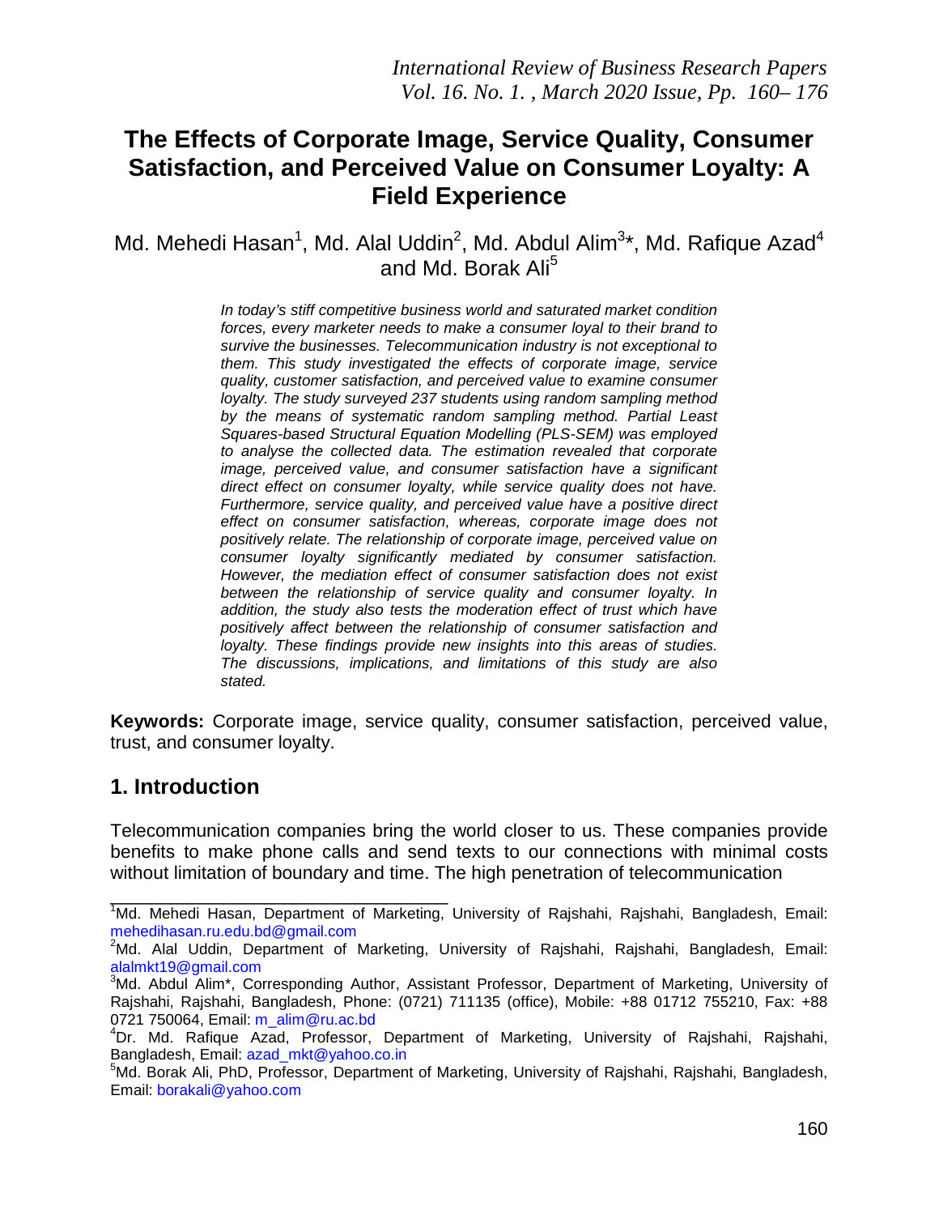# The Effects of Corporate Image, Service Quality, Consumer Satisfaction, and Perceived Value on Consumer Loyalty: A Field Experience

Md. Mehedi Hasan[1], Md. Alal Uddin[2], Md. Abdul Alim[3]*, Md. Rafique Azad[4] and Md. Borak Ali[5]

*In today's stiff competitive business world and saturated market condition forces, every marketer needs to make a consumer loyal to their brand to survive the businesses. Telecommunication industry is not exceptional to them. This study investigated the effects of corporate image, service quality, customer satisfaction, and perceived value to examine consumer loyalty. The study surveyed 237 students using random sampling method by the means of systematic random sampling method. Partial Least Squares-based Structural Equation Modelling (PLS-SEM) was employed to analyse the collected data. The estimation revealed that corporate image, perceived value, and consumer satisfaction have a significant direct effect on consumer loyalty, while service quality does not have. Furthermore, service quality, and perceived value have a positive direct effect on consumer satisfaction, whereas, corporate image does not positively relate. The relationship of corporate image, perceived value on consumer loyalty significantly mediated by consumer satisfaction. However, the mediation effect of consumer satisfaction does not exist between the relationship of service quality and consumer loyalty. In addition, the study also tests the moderation effect of trust which have positively affect between the relationship of consumer satisfaction and loyalty. These findings provide new insights into this areas of studies. The discussions, implications, and limitations of this study are also stated.*

**Keywords:** Corporate image, service quality, consumer satisfaction, perceived value, trust, and consumer loyalty.

## 1. Introduction

Telecommunication companies bring the world closer to us. These companies provide benefits to make phone calls and send texts to our connections with minimal costs without limitation of boundary and time. The high penetration of telecommunication

---

[1]Md. Mehedi Hasan, Department of Marketing, University of Rajshahi, Rajshahi, Bangladesh, Email: mehedihasan.ru.edu.bd@gmail.com

[2]Md. Alal Uddin, Department of Marketing, University of Rajshahi, Rajshahi, Bangladesh, Email: alalmkt19@gmail.com

[3]Md. Abdul Alim*, Corresponding Author, Assistant Professor, Department of Marketing, University of Rajshahi, Rajshahi, Bangladesh, Phone: (0721) 711135 (office), Mobile: +88 01712 755210, Fax: +88 0721 750064, Email: m_alim@ru.ac.bd

[4]Dr. Md. Rafique Azad, Professor, Department of Marketing, University of Rajshahi, Rajshahi, Bangladesh, Email: azad_mkt@yahoo.co.in

[5]Md. Borak Ali, PhD, Professor, Department of Marketing, University of Rajshahi, Rajshahi, Bangladesh, Email: borakali@yahoo.com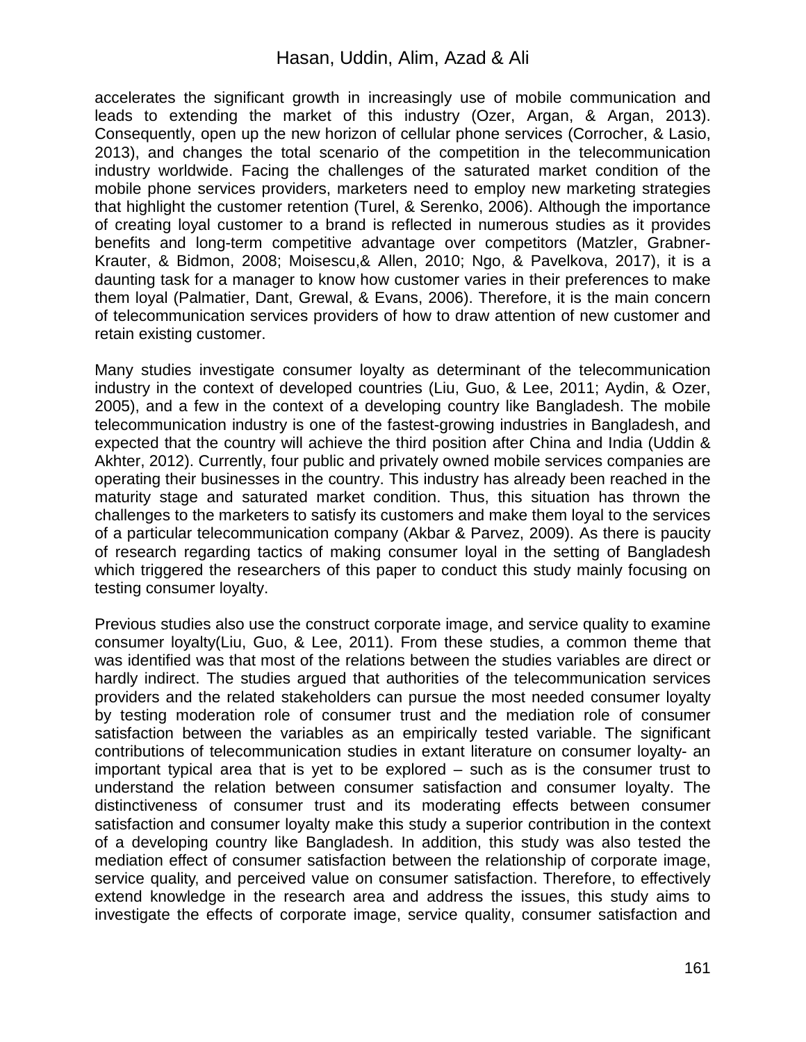accelerates the significant growth in increasingly use of mobile communication and leads to extending the market of this industry (Ozer, Argan, & Argan, 2013). Consequently, open up the new horizon of cellular phone services (Corrocher, & Lasio, 2013), and changes the total scenario of the competition in the telecommunication industry worldwide. Facing the challenges of the saturated market condition of the mobile phone services providers, marketers need to employ new marketing strategies that highlight the customer retention (Turel, & Serenko, 2006). Although the importance of creating loyal customer to a brand is reflected in numerous studies as it provides benefits and long-term competitive advantage over competitors (Matzler, Grabner-Krauter, & Bidmon, 2008; Moisescu,& Allen, 2010; Ngo, & Pavelkova, 2017), it is a daunting task for a manager to know how customer varies in their preferences to make them loyal (Palmatier, Dant, Grewal, & Evans, 2006). Therefore, it is the main concern of telecommunication services providers of how to draw attention of new customer and retain existing customer.

Many studies investigate consumer loyalty as determinant of the telecommunication industry in the context of developed countries (Liu, Guo, & Lee, 2011; Aydin, & Ozer, 2005), and a few in the context of a developing country like Bangladesh. The mobile telecommunication industry is one of the fastest-growing industries in Bangladesh, and expected that the country will achieve the third position after China and India (Uddin & Akhter, 2012). Currently, four public and privately owned mobile services companies are operating their businesses in the country. This industry has already been reached in the maturity stage and saturated market condition. Thus, this situation has thrown the challenges to the marketers to satisfy its customers and make them loyal to the services of a particular telecommunication company (Akbar & Parvez, 2009). As there is paucity of research regarding tactics of making consumer loyal in the setting of Bangladesh which triggered the researchers of this paper to conduct this study mainly focusing on testing consumer loyalty.

Previous studies also use the construct corporate image, and service quality to examine consumer loyalty(Liu, Guo, & Lee, 2011). From these studies, a common theme that was identified was that most of the relations between the studies variables are direct or hardly indirect. The studies argued that authorities of the telecommunication services providers and the related stakeholders can pursue the most needed consumer loyalty by testing moderation role of consumer trust and the mediation role of consumer satisfaction between the variables as an empirically tested variable. The significant contributions of telecommunication studies in extant literature on consumer loyalty- an important typical area that is yet to be explored – such as is the consumer trust to understand the relation between consumer satisfaction and consumer loyalty. The distinctiveness of consumer trust and its moderating effects between consumer satisfaction and consumer loyalty make this study a superior contribution in the context of a developing country like Bangladesh. In addition, this study was also tested the mediation effect of consumer satisfaction between the relationship of corporate image, service quality, and perceived value on consumer satisfaction. Therefore, to effectively extend knowledge in the research area and address the issues, this study aims to investigate the effects of corporate image, service quality, consumer satisfaction and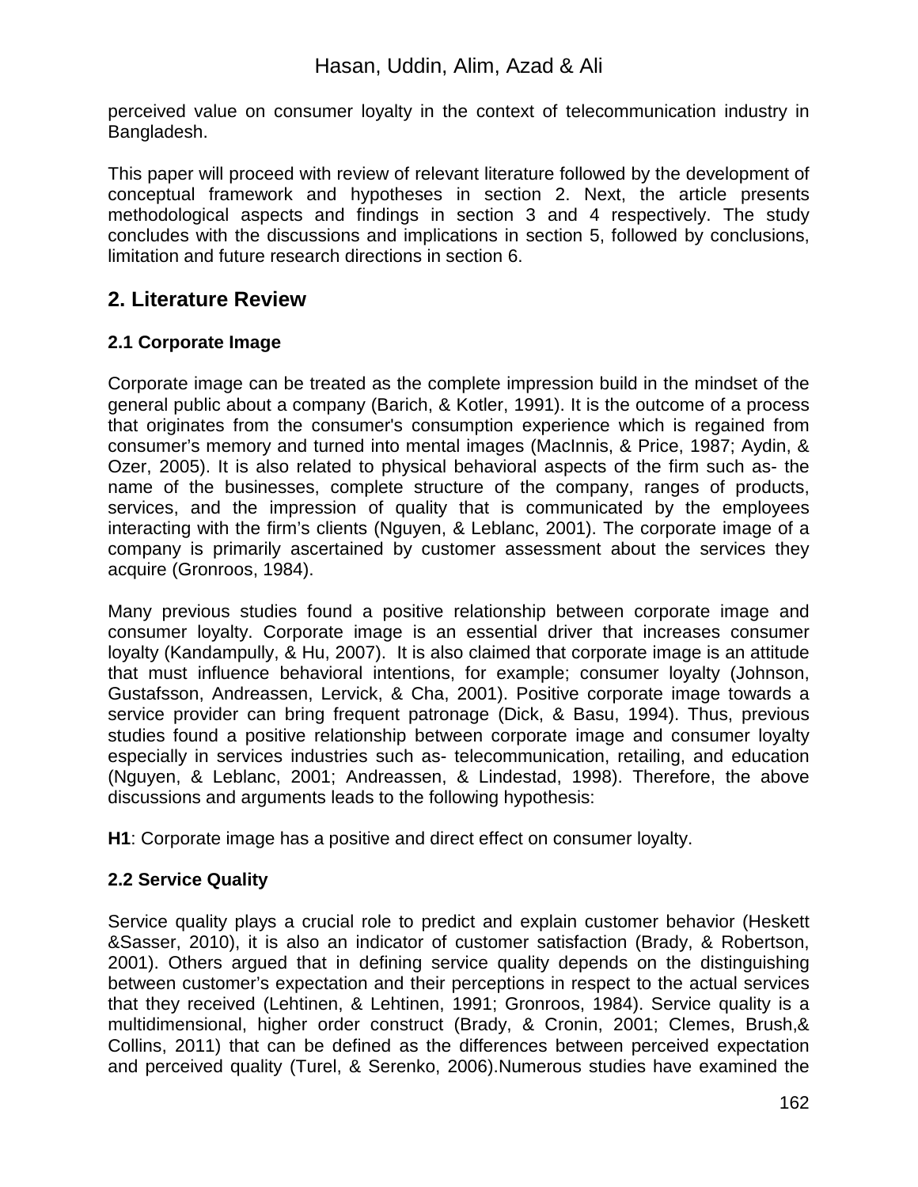perceived value on consumer loyalty in the context of telecommunication industry in Bangladesh.

This paper will proceed with review of relevant literature followed by the development of conceptual framework and hypotheses in section 2. Next, the article presents methodological aspects and findings in section 3 and 4 respectively. The study concludes with the discussions and implications in section 5, followed by conclusions, limitation and future research directions in section 6.

## 2. Literature Review

### 2.1 Corporate Image

Corporate image can be treated as the complete impression build in the mindset of the general public about a company (Barich, & Kotler, 1991). It is the outcome of a process that originates from the consumer's consumption experience which is regained from consumer's memory and turned into mental images (MacInnis, & Price, 1987; Aydin, & Ozer, 2005). It is also related to physical behavioral aspects of the firm such as- the name of the businesses, complete structure of the company, ranges of products, services, and the impression of quality that is communicated by the employees interacting with the firm's clients (Nguyen, & Leblanc, 2001). The corporate image of a company is primarily ascertained by customer assessment about the services they acquire (Gronroos, 1984).

Many previous studies found a positive relationship between corporate image and consumer loyalty. Corporate image is an essential driver that increases consumer loyalty (Kandampully, & Hu, 2007). It is also claimed that corporate image is an attitude that must influence behavioral intentions, for example; consumer loyalty (Johnson, Gustafsson, Andreassen, Lervick, & Cha, 2001). Positive corporate image towards a service provider can bring frequent patronage (Dick, & Basu, 1994). Thus, previous studies found a positive relationship between corporate image and consumer loyalty especially in services industries such as- telecommunication, retailing, and education (Nguyen, & Leblanc, 2001; Andreassen, & Lindestad, 1998). Therefore, the above discussions and arguments leads to the following hypothesis:

**H1**: Corporate image has a positive and direct effect on consumer loyalty.

### 2.2 Service Quality

Service quality plays a crucial role to predict and explain customer behavior (Heskett &Sasser, 2010), it is also an indicator of customer satisfaction (Brady, & Robertson, 2001). Others argued that in defining service quality depends on the distinguishing between customer's expectation and their perceptions in respect to the actual services that they received (Lehtinen, & Lehtinen, 1991; Gronroos, 1984). Service quality is a multidimensional, higher order construct (Brady, & Cronin, 2001; Clemes, Brush,& Collins, 2011) that can be defined as the differences between perceived expectation and perceived quality (Turel, & Serenko, 2006).Numerous studies have examined the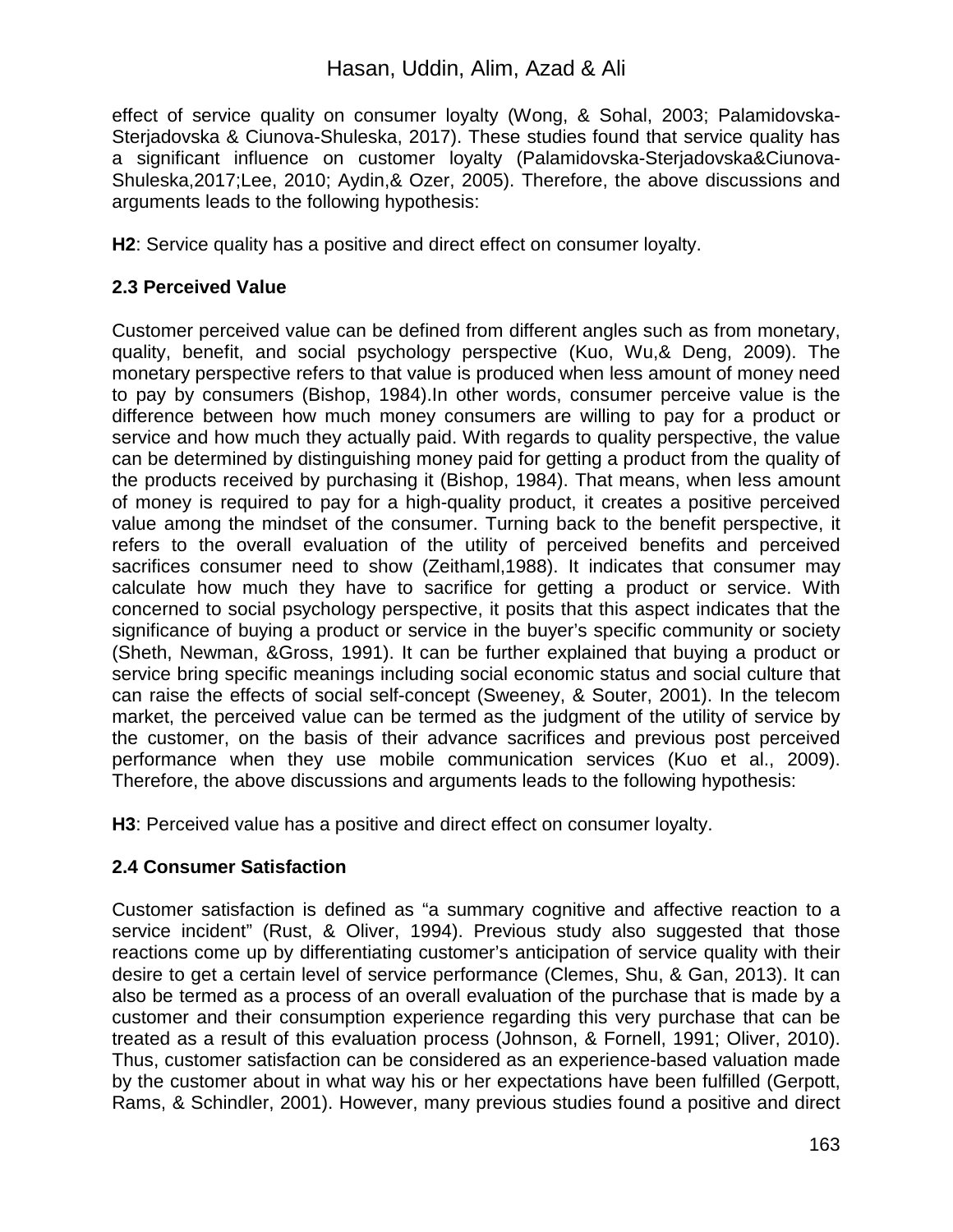effect of service quality on consumer loyalty (Wong, & Sohal, 2003; Palamidovska-Sterjadovska & Ciunova-Shuleska, 2017). These studies found that service quality has a significant influence on customer loyalty (Palamidovska-Sterjadovska&Ciunova-Shuleska,2017;Lee, 2010; Aydin,& Ozer, 2005). Therefore, the above discussions and arguments leads to the following hypothesis:

**H2**: Service quality has a positive and direct effect on consumer loyalty.

### 2.3 Perceived Value

Customer perceived value can be defined from different angles such as from monetary, quality, benefit, and social psychology perspective (Kuo, Wu,& Deng, 2009). The monetary perspective refers to that value is produced when less amount of money need to pay by consumers (Bishop, 1984).In other words, consumer perceive value is the difference between how much money consumers are willing to pay for a product or service and how much they actually paid. With regards to quality perspective, the value can be determined by distinguishing money paid for getting a product from the quality of the products received by purchasing it (Bishop, 1984). That means, when less amount of money is required to pay for a high-quality product, it creates a positive perceived value among the mindset of the consumer. Turning back to the benefit perspective, it refers to the overall evaluation of the utility of perceived benefits and perceived sacrifices consumer need to show (Zeithaml,1988). It indicates that consumer may calculate how much they have to sacrifice for getting a product or service. With concerned to social psychology perspective, it posits that this aspect indicates that the significance of buying a product or service in the buyer's specific community or society (Sheth, Newman, &Gross, 1991). It can be further explained that buying a product or service bring specific meanings including social economic status and social culture that can raise the effects of social self-concept (Sweeney, & Souter, 2001). In the telecom market, the perceived value can be termed as the judgment of the utility of service by the customer, on the basis of their advance sacrifices and previous post perceived performance when they use mobile communication services (Kuo et al., 2009). Therefore, the above discussions and arguments leads to the following hypothesis:

**H3**: Perceived value has a positive and direct effect on consumer loyalty.

### 2.4 Consumer Satisfaction

Customer satisfaction is defined as "a summary cognitive and affective reaction to a service incident" (Rust, & Oliver, 1994). Previous study also suggested that those reactions come up by differentiating customer's anticipation of service quality with their desire to get a certain level of service performance (Clemes, Shu, & Gan, 2013). It can also be termed as a process of an overall evaluation of the purchase that is made by a customer and their consumption experience regarding this very purchase that can be treated as a result of this evaluation process (Johnson, & Fornell, 1991; Oliver, 2010). Thus, customer satisfaction can be considered as an experience-based valuation made by the customer about in what way his or her expectations have been fulfilled (Gerpott, Rams, & Schindler, 2001). However, many previous studies found a positive and direct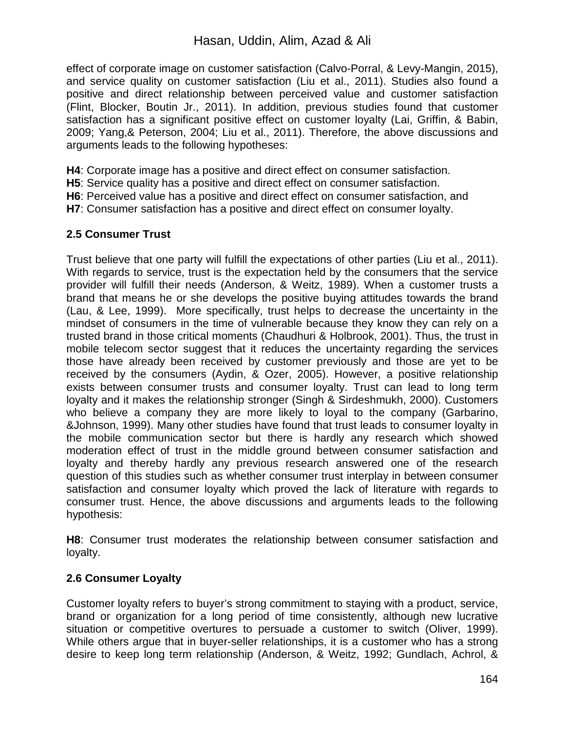effect of corporate image on customer satisfaction (Calvo-Porral, & Levy-Mangin, 2015), and service quality on customer satisfaction (Liu et al., 2011). Studies also found a positive and direct relationship between perceived value and customer satisfaction (Flint, Blocker, Boutin Jr., 2011). In addition, previous studies found that customer satisfaction has a significant positive effect on customer loyalty (Lai, Griffin, & Babin, 2009; Yang,& Peterson, 2004; Liu et al., 2011). Therefore, the above discussions and arguments leads to the following hypotheses:

**H4**: Corporate image has a positive and direct effect on consumer satisfaction.
**H5**: Service quality has a positive and direct effect on consumer satisfaction.
**H6**: Perceived value has a positive and direct effect on consumer satisfaction, and
**H7**: Consumer satisfaction has a positive and direct effect on consumer loyalty.

### 2.5 Consumer Trust

Trust believe that one party will fulfill the expectations of other parties (Liu et al., 2011). With regards to service, trust is the expectation held by the consumers that the service provider will fulfill their needs (Anderson, & Weitz, 1989). When a customer trusts a brand that means he or she develops the positive buying attitudes towards the brand (Lau, & Lee, 1999). More specifically, trust helps to decrease the uncertainty in the mindset of consumers in the time of vulnerable because they know they can rely on a trusted brand in those critical moments (Chaudhuri & Holbrook, 2001). Thus, the trust in mobile telecom sector suggest that it reduces the uncertainty regarding the services those have already been received by customer previously and those are yet to be received by the consumers (Aydin, & Ozer, 2005). However, a positive relationship exists between consumer trusts and consumer loyalty. Trust can lead to long term loyalty and it makes the relationship stronger (Singh & Sirdeshmukh, 2000). Customers who believe a company they are more likely to loyal to the company (Garbarino, &Johnson, 1999). Many other studies have found that trust leads to consumer loyalty in the mobile communication sector but there is hardly any research which showed moderation effect of trust in the middle ground between consumer satisfaction and loyalty and thereby hardly any previous research answered one of the research question of this studies such as whether consumer trust interplay in between consumer satisfaction and consumer loyalty which proved the lack of literature with regards to consumer trust. Hence, the above discussions and arguments leads to the following hypothesis:

**H8**: Consumer trust moderates the relationship between consumer satisfaction and loyalty.

### 2.6 Consumer Loyalty

Customer loyalty refers to buyer's strong commitment to staying with a product, service, brand or organization for a long period of time consistently, although new lucrative situation or competitive overtures to persuade a customer to switch (Oliver, 1999). While others argue that in buyer-seller relationships, it is a customer who has a strong desire to keep long term relationship (Anderson, & Weitz, 1992; Gundlach, Achrol, &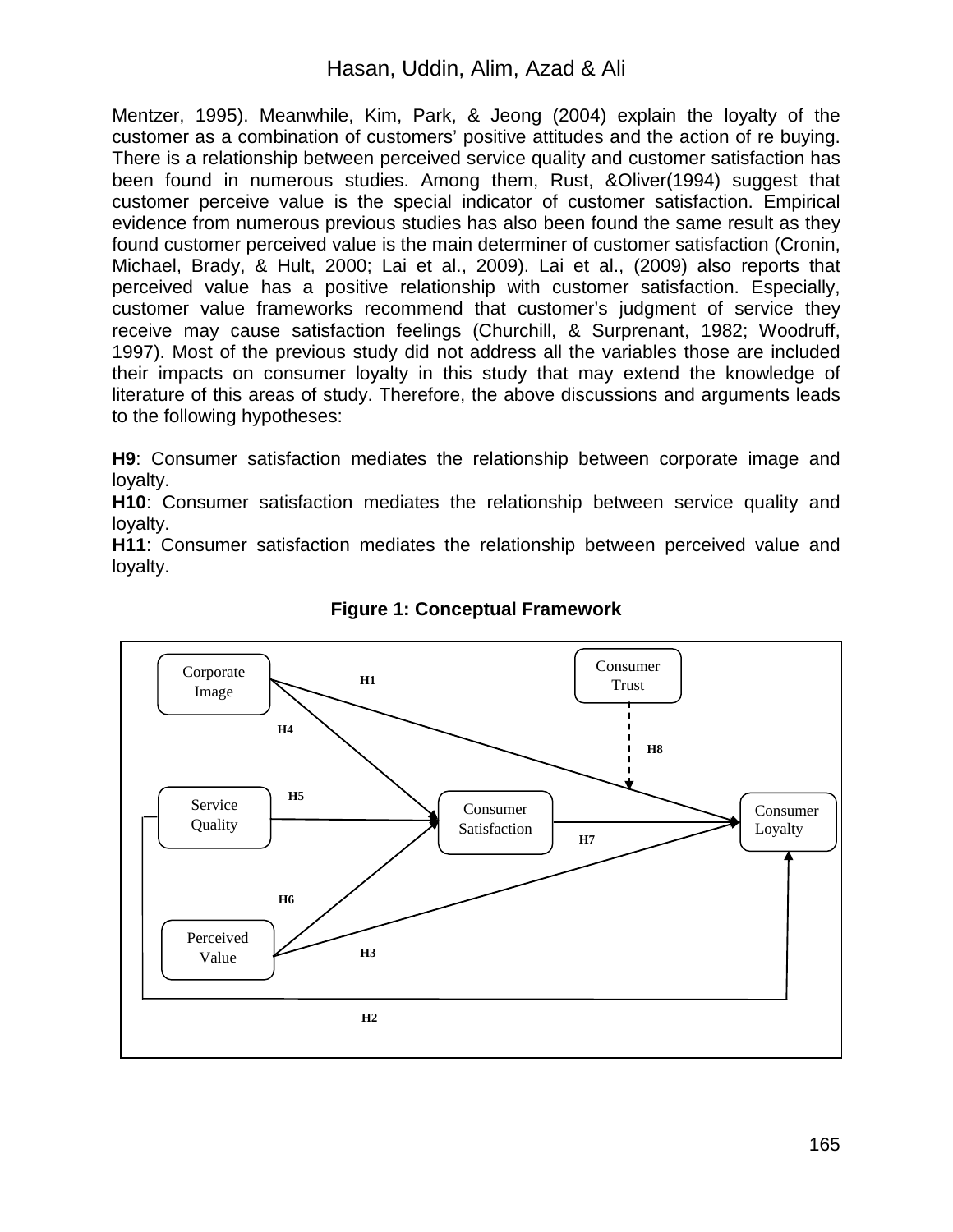Mentzer, 1995). Meanwhile, Kim, Park, & Jeong (2004) explain the loyalty of the customer as a combination of customers' positive attitudes and the action of re buying. There is a relationship between perceived service quality and customer satisfaction has been found in numerous studies. Among them, Rust, &Oliver(1994) suggest that customer perceive value is the special indicator of customer satisfaction. Empirical evidence from numerous previous studies has also been found the same result as they found customer perceived value is the main determiner of customer satisfaction (Cronin, Michael, Brady, & Hult, 2000; Lai et al., 2009). Lai et al., (2009) also reports that perceived value has a positive relationship with customer satisfaction. Especially, customer value frameworks recommend that customer's judgment of service they receive may cause satisfaction feelings (Churchill, & Surprenant, 1982; Woodruff, 1997). Most of the previous study did not address all the variables those are included their impacts on consumer loyalty in this study that may extend the knowledge of literature of this areas of study. Therefore, the above discussions and arguments leads to the following hypotheses:

**H9**: Consumer satisfaction mediates the relationship between corporate image and loyalty.
**H10**: Consumer satisfaction mediates the relationship between service quality and loyalty.
**H11**: Consumer satisfaction mediates the relationship between perceived value and loyalty.

**Figure 1: Conceptual Framework**

Corporate Image, Service Quality, Perceived Value, Consumer Satisfaction, Consumer Trust, Consumer Loyalty; H1, H2, H3, H4, H5, H6, H7, H8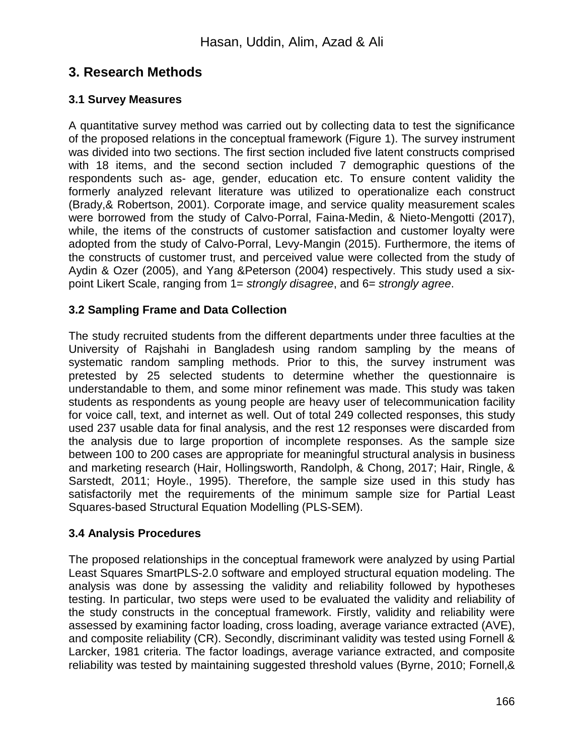## 3. Research Methods

### 3.1 Survey Measures

A quantitative survey method was carried out by collecting data to test the significance of the proposed relations in the conceptual framework (Figure 1). The survey instrument was divided into two sections. The first section included five latent constructs comprised with 18 items, and the second section included 7 demographic questions of the respondents such as- age, gender, education etc. To ensure content validity the formerly analyzed relevant literature was utilized to operationalize each construct (Brady,& Robertson, 2001). Corporate image, and service quality measurement scales were borrowed from the study of Calvo-Porral, Faina-Medin, & Nieto-Mengotti (2017), while, the items of the constructs of customer satisfaction and customer loyalty were adopted from the study of Calvo-Porral, Levy-Mangin (2015). Furthermore, the items of the constructs of customer trust, and perceived value were collected from the study of Aydin & Ozer (2005), and Yang &Peterson (2004) respectively. This study used a six-point Likert Scale, ranging from 1= *strongly disagree*, and 6= *strongly agree*.

### 3.2 Sampling Frame and Data Collection

The study recruited students from the different departments under three faculties at the University of Rajshahi in Bangladesh using random sampling by the means of systematic random sampling methods. Prior to this, the survey instrument was pretested by 25 selected students to determine whether the questionnaire is understandable to them, and some minor refinement was made. This study was taken students as respondents as young people are heavy user of telecommunication facility for voice call, text, and internet as well. Out of total 249 collected responses, this study used 237 usable data for final analysis, and the rest 12 responses were discarded from the analysis due to large proportion of incomplete responses. As the sample size between 100 to 200 cases are appropriate for meaningful structural analysis in business and marketing research (Hair, Hollingsworth, Randolph, & Chong, 2017; Hair, Ringle, & Sarstedt, 2011; Hoyle., 1995). Therefore, the sample size used in this study has satisfactorily met the requirements of the minimum sample size for Partial Least Squares-based Structural Equation Modelling (PLS-SEM).

### 3.4 Analysis Procedures

The proposed relationships in the conceptual framework were analyzed by using Partial Least Squares SmartPLS-2.0 software and employed structural equation modeling. The analysis was done by assessing the validity and reliability followed by hypotheses testing. In particular, two steps were used to be evaluated the validity and reliability of the study constructs in the conceptual framework. Firstly, validity and reliability were assessed by examining factor loading, cross loading, average variance extracted (AVE), and composite reliability (CR). Secondly, discriminant validity was tested using Fornell & Larcker, 1981 criteria. The factor loadings, average variance extracted, and composite reliability was tested by maintaining suggested threshold values (Byrne, 2010; Fornell,&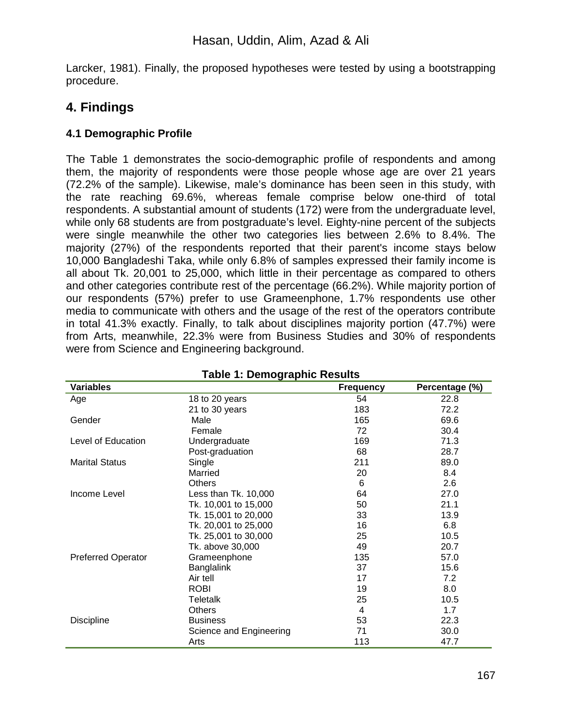Larcker, 1981). Finally, the proposed hypotheses were tested by using a bootstrapping procedure.

## 4. Findings

### 4.1 Demographic Profile

The Table 1 demonstrates the socio-demographic profile of respondents and among them, the majority of respondents were those people whose age are over 21 years (72.2% of the sample). Likewise, male's dominance has been seen in this study, with the rate reaching 69.6%, whereas female comprise below one-third of total respondents. A substantial amount of students (172) were from the undergraduate level, while only 68 students are from postgraduate's level. Eighty-nine percent of the subjects were single meanwhile the other two categories lies between 2.6% to 8.4%. The majority (27%) of the respondents reported that their parent's income stays below 10,000 Bangladeshi Taka, while only 6.8% of samples expressed their family income is all about Tk. 20,001 to 25,000, which little in their percentage as compared to others and other categories contribute rest of the percentage (66.2%). While majority portion of our respondents (57%) prefer to use Grameenphone, 1.7% respondents use other media to communicate with others and the usage of the rest of the operators contribute in total 41.3% exactly. Finally, to talk about disciplines majority portion (47.7%) were from Arts, meanwhile, 22.3% were from Business Studies and 30% of respondents were from Science and Engineering background.

**Table 1: Demographic Results**

| Variables | | Frequency | Percentage (%) |
|---|---|---|---|
| Age | 18 to 20 years | 54 | 22.8 |
| | 21 to 30 years | 183 | 72.2 |
| Gender | Male | 165 | 69.6 |
| | Female | 72 | 30.4 |
| Level of Education | Undergraduate | 169 | 71.3 |
| | Post-graduation | 68 | 28.7 |
| Marital Status | Single | 211 | 89.0 |
| | Married | 20 | 8.4 |
| | Others | 6 | 2.6 |
| Income Level | Less than Tk. 10,000 | 64 | 27.0 |
| | Tk. 10,001 to 15,000 | 50 | 21.1 |
| | Tk. 15,001 to 20,000 | 33 | 13.9 |
| | Tk. 20,001 to 25,000 | 16 | 6.8 |
| | Tk. 25,001 to 30,000 | 25 | 10.5 |
| | Tk. above 30,000 | 49 | 20.7 |
| Preferred Operator | Grameenphone | 135 | 57.0 |
| | Banglalink | 37 | 15.6 |
| | Air tell | 17 | 7.2 |
| | ROBI | 19 | 8.0 |
| | Teletalk | 25 | 10.5 |
| | Others | 4 | 1.7 |
| Discipline | Business | 53 | 22.3 |
| | Science and Engineering | 71 | 30.0 |
| | Arts | 113 | 47.7 |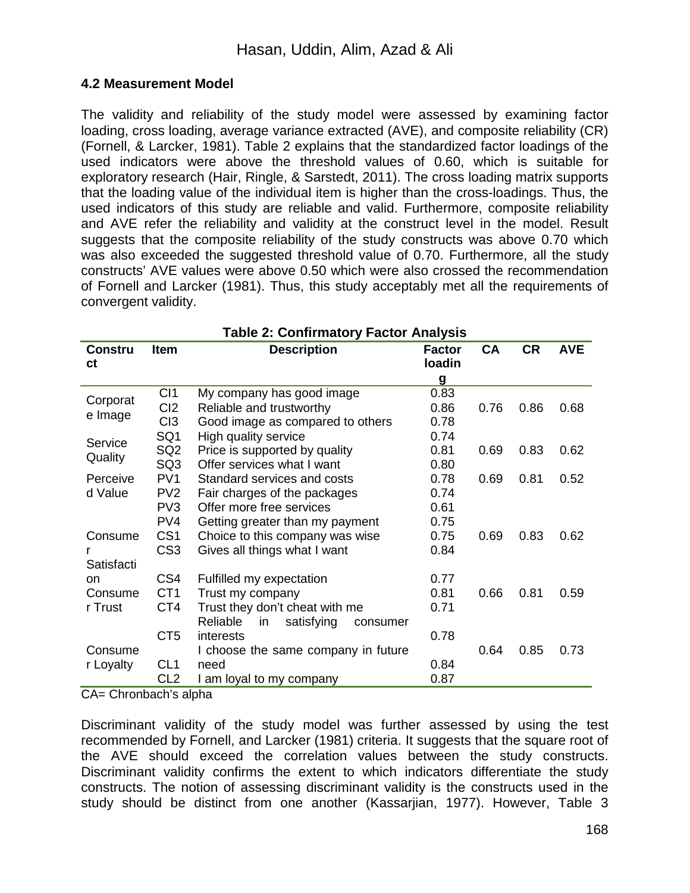### 4.2 Measurement Model

The validity and reliability of the study model were assessed by examining factor loading, cross loading, average variance extracted (AVE), and composite reliability (CR) (Fornell, & Larcker, 1981). Table 2 explains that the standardized factor loadings of the used indicators were above the threshold values of 0.60, which is suitable for exploratory research (Hair, Ringle, & Sarstedt, 2011). The cross loading matrix supports that the loading value of the individual item is higher than the cross-loadings. Thus, the used indicators of this study are reliable and valid. Furthermore, composite reliability and AVE refer the reliability and validity at the construct level in the model. Result suggests that the composite reliability of the study constructs was above 0.70 which was also exceeded the suggested threshold value of 0.70. Furthermore, all the study constructs' AVE values were above 0.50 which were also crossed the recommendation of Fornell and Larcker (1981). Thus, this study acceptably met all the requirements of convergent validity.

**Table 2: Confirmatory Factor Analysis**

| Construct | Item | Description | Factor loading | CA | CR | AVE |
|---|---|---|---|---|---|---|
| Corporate Image | CI1 | My company has good image | 0.83 | | | |
| | CI2 | Reliable and trustworthy | 0.86 | 0.76 | 0.86 | 0.68 |
| | CI3 | Good image as compared to others | 0.78 | | | |
| Service Quality | SQ1 | High quality service | 0.74 | | | |
| | SQ2 | Price is supported by quality | 0.81 | 0.69 | 0.83 | 0.62 |
| | SQ3 | Offer services what I want | 0.80 | | | |
| Perceived Value | PV1 | Standard services and costs | 0.78 | 0.69 | 0.81 | 0.52 |
| | PV2 | Fair charges of the packages | 0.74 | | | |
| | PV3 | Offer more free services | 0.61 | | | |
| | PV4 | Getting greater than my payment | 0.75 | | | |
| Consumer Satisfaction | CS1 | Choice to this company was wise | 0.75 | 0.69 | 0.83 | 0.62 |
| | CS3 | Gives all things what I want | 0.84 | | | |
| | CS4 | Fulfilled my expectation | 0.77 | | | |
| Consumer Trust | CT1 | Trust my company | 0.81 | 0.66 | 0.81 | 0.59 |
| | CT4 | Trust they don't cheat with me | 0.71 | | | |
| | CT5 | Reliable in satisfying consumer interests | 0.78 | | | |
| Consumer Loyalty | CL1 | I choose the same company in future need | 0.84 | 0.64 | 0.85 | 0.73 |
| | CL2 | I am loyal to my company | 0.87 | | | |

CA= Chronbach's alpha

Discriminant validity of the study model was further assessed by using the test recommended by Fornell, and Larcker (1981) criteria. It suggests that the square root of the AVE should exceed the correlation values between the study constructs. Discriminant validity confirms the extent to which indicators differentiate the study constructs. The notion of assessing discriminant validity is the constructs used in the study should be distinct from one another (Kassarjian, 1977). However, Table 3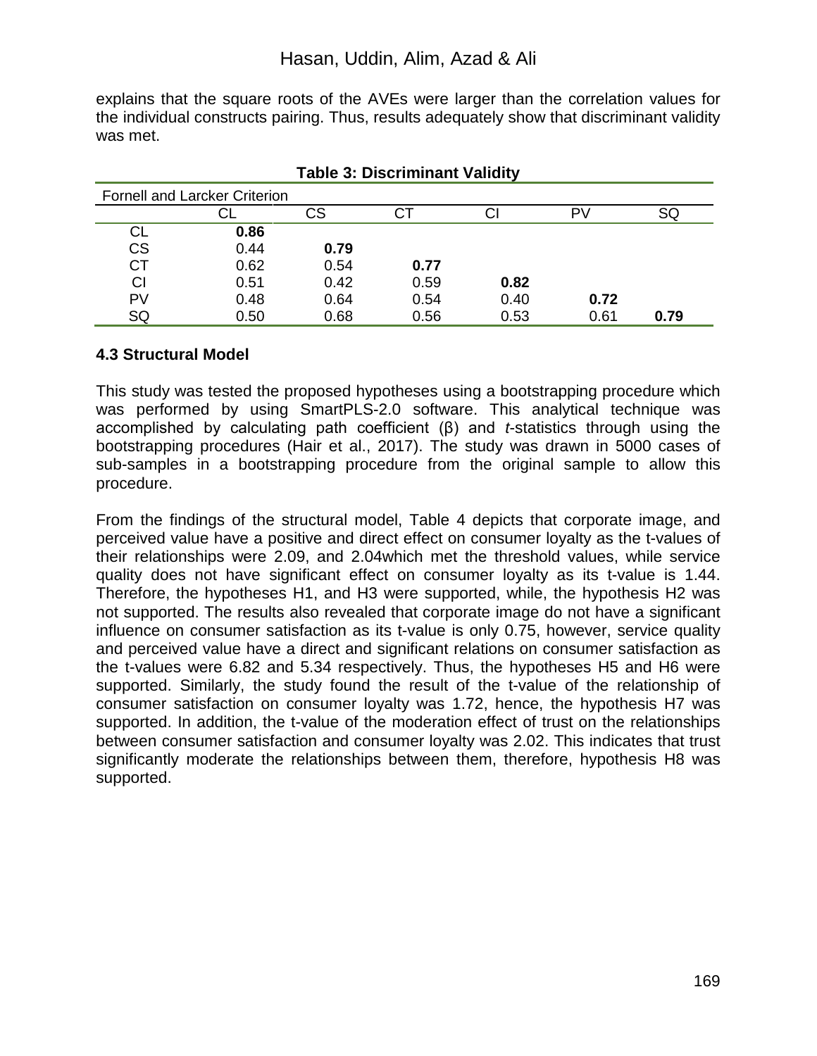explains that the square roots of the AVEs were larger than the correlation values for the individual constructs pairing. Thus, results adequately show that discriminant validity was met.

**Table 3: Discriminant Validity**

| Fornell and Larcker Criterion | | | | | | |
|---|---|---|---|---|---|---|
| | CL | CS | CT | CI | PV | SQ |
| CL | **0.86** | | | | | |
| CS | 0.44 | **0.79** | | | | |
| CT | 0.62 | 0.54 | **0.77** | | | |
| CI | 0.51 | 0.42 | 0.59 | **0.82** | | |
| PV | 0.48 | 0.64 | 0.54 | 0.40 | **0.72** | |
| SQ | 0.50 | 0.68 | 0.56 | 0.53 | 0.61 | **0.79** |

### 4.3 Structural Model

This study was tested the proposed hypotheses using a bootstrapping procedure which was performed by using SmartPLS-2.0 software. This analytical technique was accomplished by calculating path coefficient (β) and *t*-statistics through using the bootstrapping procedures (Hair et al., 2017). The study was drawn in 5000 cases of sub-samples in a bootstrapping procedure from the original sample to allow this procedure.

From the findings of the structural model, Table 4 depicts that corporate image, and perceived value have a positive and direct effect on consumer loyalty as the t-values of their relationships were 2.09, and 2.04which met the threshold values, while service quality does not have significant effect on consumer loyalty as its t-value is 1.44. Therefore, the hypotheses H1, and H3 were supported, while, the hypothesis H2 was not supported. The results also revealed that corporate image do not have a significant influence on consumer satisfaction as its t-value is only 0.75, however, service quality and perceived value have a direct and significant relations on consumer satisfaction as the t-values were 6.82 and 5.34 respectively. Thus, the hypotheses H5 and H6 were supported. Similarly, the study found the result of the t-value of the relationship of consumer satisfaction on consumer loyalty was 1.72, hence, the hypothesis H7 was supported. In addition, the t-value of the moderation effect of trust on the relationships between consumer satisfaction and consumer loyalty was 2.02. This indicates that trust significantly moderate the relationships between them, therefore, hypothesis H8 was supported.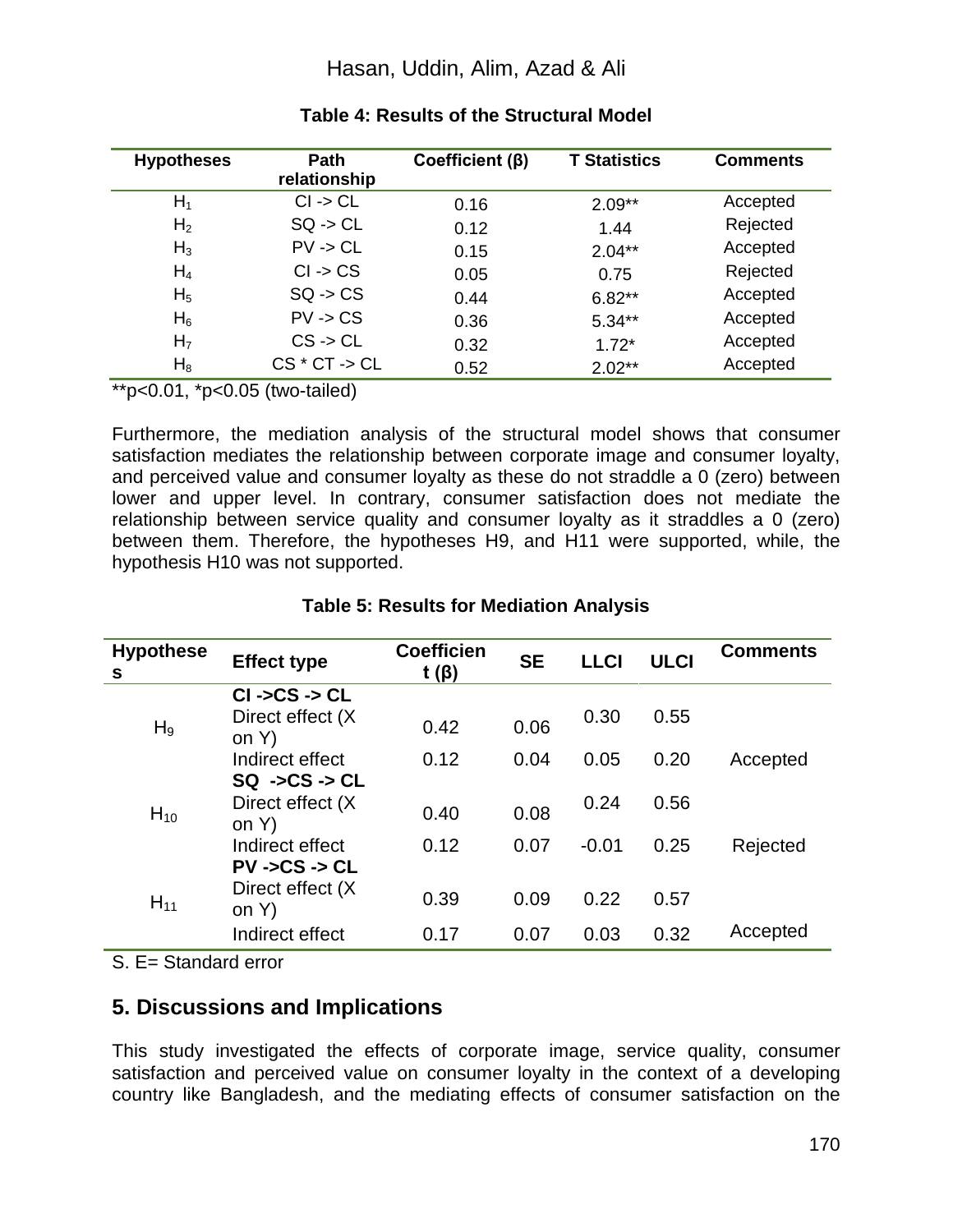**Table 4: Results of the Structural Model**

| Hypotheses | Path relationship | Coefficient (β) | T Statistics | Comments |
|---|---|---|---|---|
| $H_1$ | CI -> CL | 0.16 | 2.09** | Accepted |
| $H_2$ | SQ -> CL | 0.12 | 1.44 | Rejected |
| $H_3$ | PV -> CL | 0.15 | 2.04** | Accepted |
| $H_4$ | CI -> CS | 0.05 | 0.75 | Rejected |
| $H_5$ | SQ -> CS | 0.44 | 6.82** | Accepted |
| $H_6$ | PV -> CS | 0.36 | 5.34** | Accepted |
| $H_7$ | CS -> CL | 0.32 | 1.72* | Accepted |
| $H_8$ | CS * CT -> CL | 0.52 | 2.02** | Accepted |

**p<0.01, *p<0.05 (two-tailed)

Furthermore, the mediation analysis of the structural model shows that consumer satisfaction mediates the relationship between corporate image and consumer loyalty, and perceived value and consumer loyalty as these do not straddle a 0 (zero) between lower and upper level. In contrary, consumer satisfaction does not mediate the relationship between service quality and consumer loyalty as it straddles a 0 (zero) between them. Therefore, the hypotheses H9, and H11 were supported, while, the hypothesis H10 was not supported.

**Table 5: Results for Mediation Analysis**

| Hypotheses | Effect type | Coefficient (β) | SE | LLCI | ULCI | Comments |
|---|---|---|---|---|---|---|
| $H_9$ | **CI ->CS -> CL** | | | | | |
| | Direct effect (X on Y) | 0.42 | 0.06 | 0.30 | 0.55 | |
| | Indirect effect | 0.12 | 0.04 | 0.05 | 0.20 | Accepted |
| $H_{10}$ | **SQ ->CS -> CL** | | | | | |
| | Direct effect (X on Y) | 0.40 | 0.08 | 0.24 | 0.56 | |
| | Indirect effect | 0.12 | 0.07 | -0.01 | 0.25 | Rejected |
| $H_{11}$ | **PV ->CS -> CL** | | | | | |
| | Direct effect (X on Y) | 0.39 | 0.09 | 0.22 | 0.57 | |
| | Indirect effect | 0.17 | 0.07 | 0.03 | 0.32 | Accepted |

S. E= Standard error

## 5. Discussions and Implications

This study investigated the effects of corporate image, service quality, consumer satisfaction and perceived value on consumer loyalty in the context of a developing country like Bangladesh, and the mediating effects of consumer satisfaction on the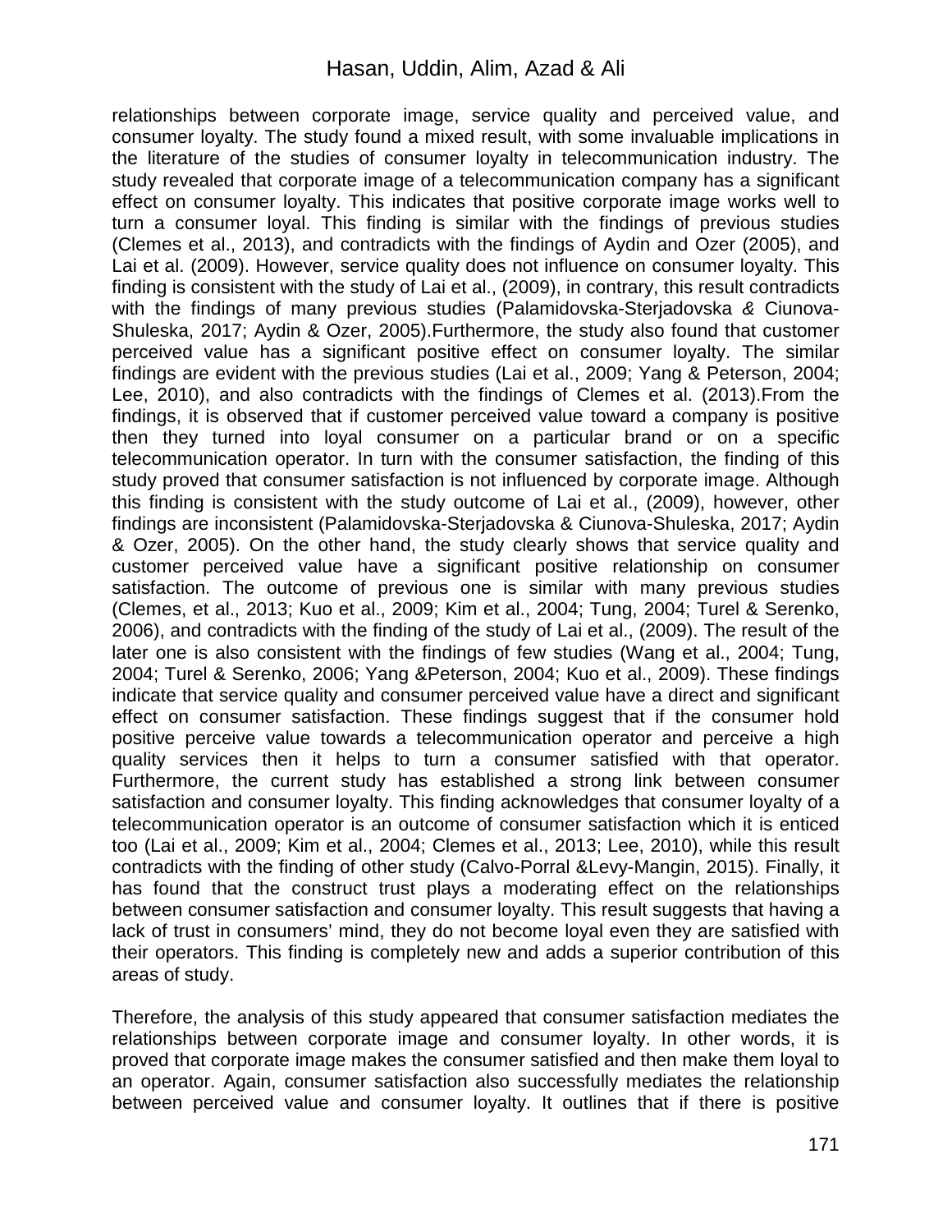relationships between corporate image, service quality and perceived value, and consumer loyalty. The study found a mixed result, with some invaluable implications in the literature of the studies of consumer loyalty in telecommunication industry. The study revealed that corporate image of a telecommunication company has a significant effect on consumer loyalty. This indicates that positive corporate image works well to turn a consumer loyal. This finding is similar with the findings of previous studies (Clemes et al., 2013), and contradicts with the findings of Aydin and Ozer (2005), and Lai et al. (2009). However, service quality does not influence on consumer loyalty. This finding is consistent with the study of Lai et al., (2009), in contrary, this result contradicts with the findings of many previous studies (Palamidovska-Sterjadovska *&* Ciunova-Shuleska, 2017; Aydin & Ozer, 2005).Furthermore, the study also found that customer perceived value has a significant positive effect on consumer loyalty. The similar findings are evident with the previous studies (Lai et al., 2009; Yang & Peterson, 2004; Lee, 2010), and also contradicts with the findings of Clemes et al. (2013).From the findings, it is observed that if customer perceived value toward a company is positive then they turned into loyal consumer on a particular brand or on a specific telecommunication operator. In turn with the consumer satisfaction, the finding of this study proved that consumer satisfaction is not influenced by corporate image. Although this finding is consistent with the study outcome of Lai et al., (2009), however, other findings are inconsistent (Palamidovska-Sterjadovska & Ciunova-Shuleska, 2017; Aydin & Ozer, 2005). On the other hand, the study clearly shows that service quality and customer perceived value have a significant positive relationship on consumer satisfaction. The outcome of previous one is similar with many previous studies (Clemes, et al., 2013; Kuo et al., 2009; Kim et al., 2004; Tung, 2004; Turel & Serenko, 2006), and contradicts with the finding of the study of Lai et al., (2009). The result of the later one is also consistent with the findings of few studies (Wang et al., 2004; Tung, 2004; Turel & Serenko, 2006; Yang &Peterson, 2004; Kuo et al., 2009). These findings indicate that service quality and consumer perceived value have a direct and significant effect on consumer satisfaction. These findings suggest that if the consumer hold positive perceive value towards a telecommunication operator and perceive a high quality services then it helps to turn a consumer satisfied with that operator. Furthermore, the current study has established a strong link between consumer satisfaction and consumer loyalty. This finding acknowledges that consumer loyalty of a telecommunication operator is an outcome of consumer satisfaction which it is enticed too (Lai et al., 2009; Kim et al., 2004; Clemes et al., 2013; Lee, 2010), while this result contradicts with the finding of other study (Calvo-Porral &Levy-Mangin, 2015). Finally, it has found that the construct trust plays a moderating effect on the relationships between consumer satisfaction and consumer loyalty. This result suggests that having a lack of trust in consumers' mind, they do not become loyal even they are satisfied with their operators. This finding is completely new and adds a superior contribution of this areas of study.

Therefore, the analysis of this study appeared that consumer satisfaction mediates the relationships between corporate image and consumer loyalty. In other words, it is proved that corporate image makes the consumer satisfied and then make them loyal to an operator. Again, consumer satisfaction also successfully mediates the relationship between perceived value and consumer loyalty. It outlines that if there is positive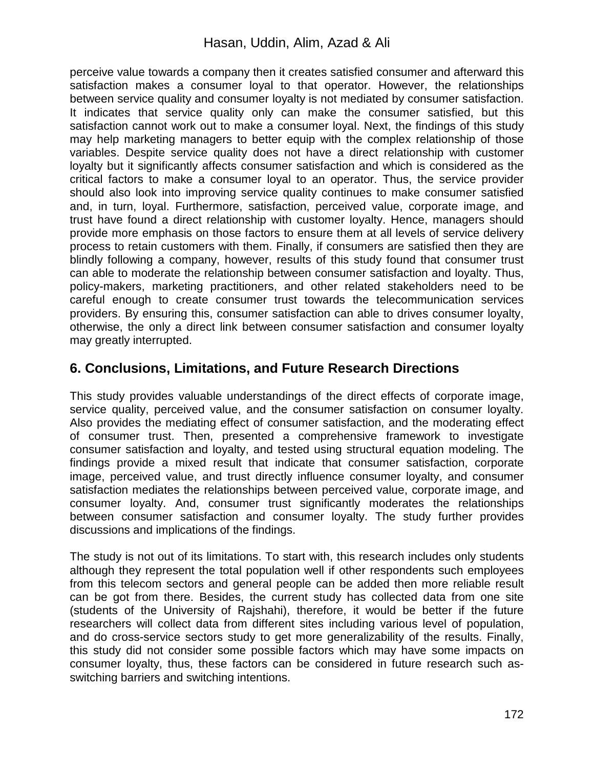perceive value towards a company then it creates satisfied consumer and afterward this satisfaction makes a consumer loyal to that operator. However, the relationships between service quality and consumer loyalty is not mediated by consumer satisfaction. It indicates that service quality only can make the consumer satisfied, but this satisfaction cannot work out to make a consumer loyal. Next, the findings of this study may help marketing managers to better equip with the complex relationship of those variables. Despite service quality does not have a direct relationship with customer loyalty but it significantly affects consumer satisfaction and which is considered as the critical factors to make a consumer loyal to an operator. Thus, the service provider should also look into improving service quality continues to make consumer satisfied and, in turn, loyal. Furthermore, satisfaction, perceived value, corporate image, and trust have found a direct relationship with customer loyalty. Hence, managers should provide more emphasis on those factors to ensure them at all levels of service delivery process to retain customers with them. Finally, if consumers are satisfied then they are blindly following a company, however, results of this study found that consumer trust can able to moderate the relationship between consumer satisfaction and loyalty. Thus, policy-makers, marketing practitioners, and other related stakeholders need to be careful enough to create consumer trust towards the telecommunication services providers. By ensuring this, consumer satisfaction can able to drives consumer loyalty, otherwise, the only a direct link between consumer satisfaction and consumer loyalty may greatly interrupted.

## 6. Conclusions, Limitations, and Future Research Directions

This study provides valuable understandings of the direct effects of corporate image, service quality, perceived value, and the consumer satisfaction on consumer loyalty. Also provides the mediating effect of consumer satisfaction, and the moderating effect of consumer trust. Then, presented a comprehensive framework to investigate consumer satisfaction and loyalty, and tested using structural equation modeling. The findings provide a mixed result that indicate that consumer satisfaction, corporate image, perceived value, and trust directly influence consumer loyalty, and consumer satisfaction mediates the relationships between perceived value, corporate image, and consumer loyalty. And, consumer trust significantly moderates the relationships between consumer satisfaction and consumer loyalty. The study further provides discussions and implications of the findings.

The study is not out of its limitations. To start with, this research includes only students although they represent the total population well if other respondents such employees from this telecom sectors and general people can be added then more reliable result can be got from there. Besides, the current study has collected data from one site (students of the University of Rajshahi), therefore, it would be better if the future researchers will collect data from different sites including various level of population, and do cross-service sectors study to get more generalizability of the results. Finally, this study did not consider some possible factors which may have some impacts on consumer loyalty, thus, these factors can be considered in future research such as-switching barriers and switching intentions.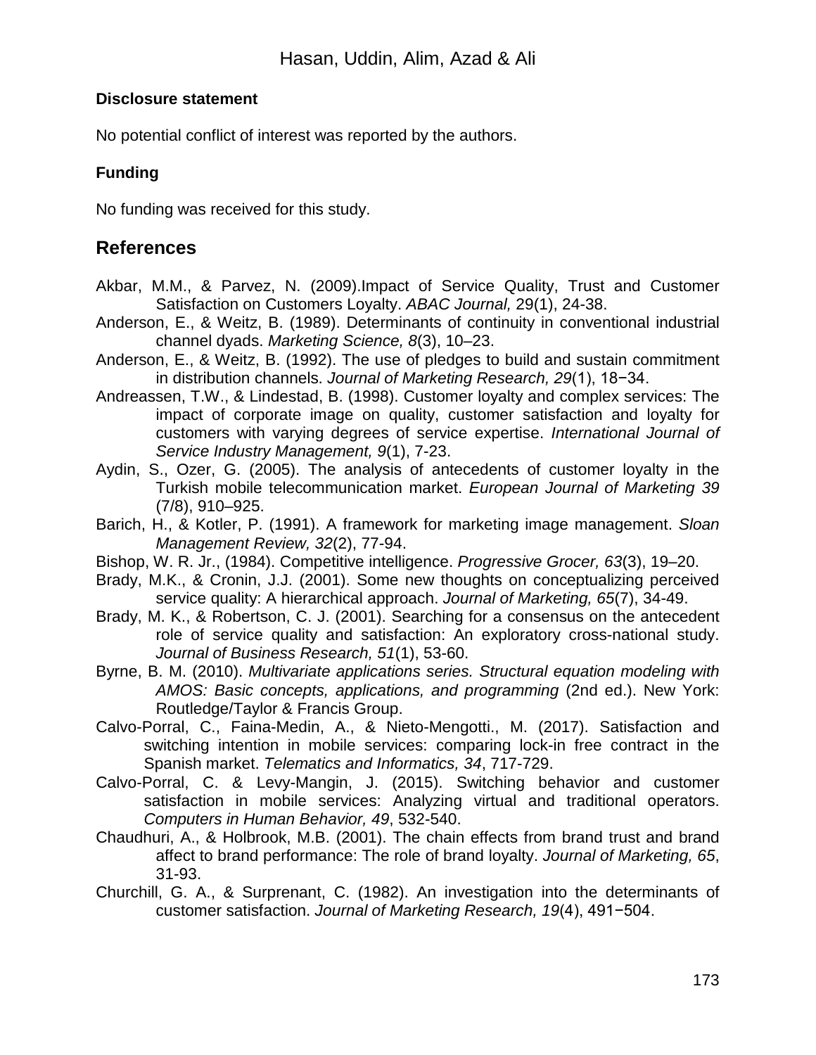**Disclosure statement**

No potential conflict of interest was reported by the authors.

**Funding**

No funding was received for this study.

## References

Akbar, M.M., & Parvez, N. (2009).Impact of Service Quality, Trust and Customer Satisfaction on Customers Loyalty. *ABAC Journal,* 29(1), 24-38.

Anderson, E., & Weitz, B. (1989). Determinants of continuity in conventional industrial channel dyads. *Marketing Science, 8*(3), 10–23.

Anderson, E., & Weitz, B. (1992). The use of pledges to build and sustain commitment in distribution channels. *Journal of Marketing Research, 29*(1), 18−34.

Andreassen, T.W., & Lindestad, B. (1998). Customer loyalty and complex services: The impact of corporate image on quality, customer satisfaction and loyalty for customers with varying degrees of service expertise. *International Journal of Service Industry Management, 9*(1), 7-23.

Aydin, S., Ozer, G. (2005). The analysis of antecedents of customer loyalty in the Turkish mobile telecommunication market. *European Journal of Marketing 39* (7/8), 910–925.

Barich, H., & Kotler, P. (1991). A framework for marketing image management. *Sloan Management Review, 32*(2), 77-94.

Bishop, W. R. Jr., (1984). Competitive intelligence. *Progressive Grocer, 63*(3), 19–20.

Brady, M.K., & Cronin, J.J. (2001). Some new thoughts on conceptualizing perceived service quality: A hierarchical approach. *Journal of Marketing, 65*(7), 34-49.

Brady, M. K., & Robertson, C. J. (2001). Searching for a consensus on the antecedent role of service quality and satisfaction: An exploratory cross-national study. *Journal of Business Research, 51*(1), 53-60.

Byrne, B. M. (2010). *Multivariate applications series. Structural equation modeling with AMOS: Basic concepts, applications, and programming* (2nd ed.). New York: Routledge/Taylor & Francis Group.

Calvo-Porral, C., Faina-Medin, A., & Nieto-Mengotti., M. (2017). Satisfaction and switching intention in mobile services: comparing lock-in free contract in the Spanish market. *Telematics and Informatics, 34*, 717-729.

Calvo-Porral, C. & Levy-Mangin, J. (2015). Switching behavior and customer satisfaction in mobile services: Analyzing virtual and traditional operators. *Computers in Human Behavior, 49*, 532-540.

Chaudhuri, A., & Holbrook, M.B. (2001). The chain effects from brand trust and brand affect to brand performance: The role of brand loyalty. *Journal of Marketing, 65*, 31-93.

Churchill, G. A., & Surprenant, C. (1982). An investigation into the determinants of customer satisfaction. *Journal of Marketing Research, 19*(4), 491−504.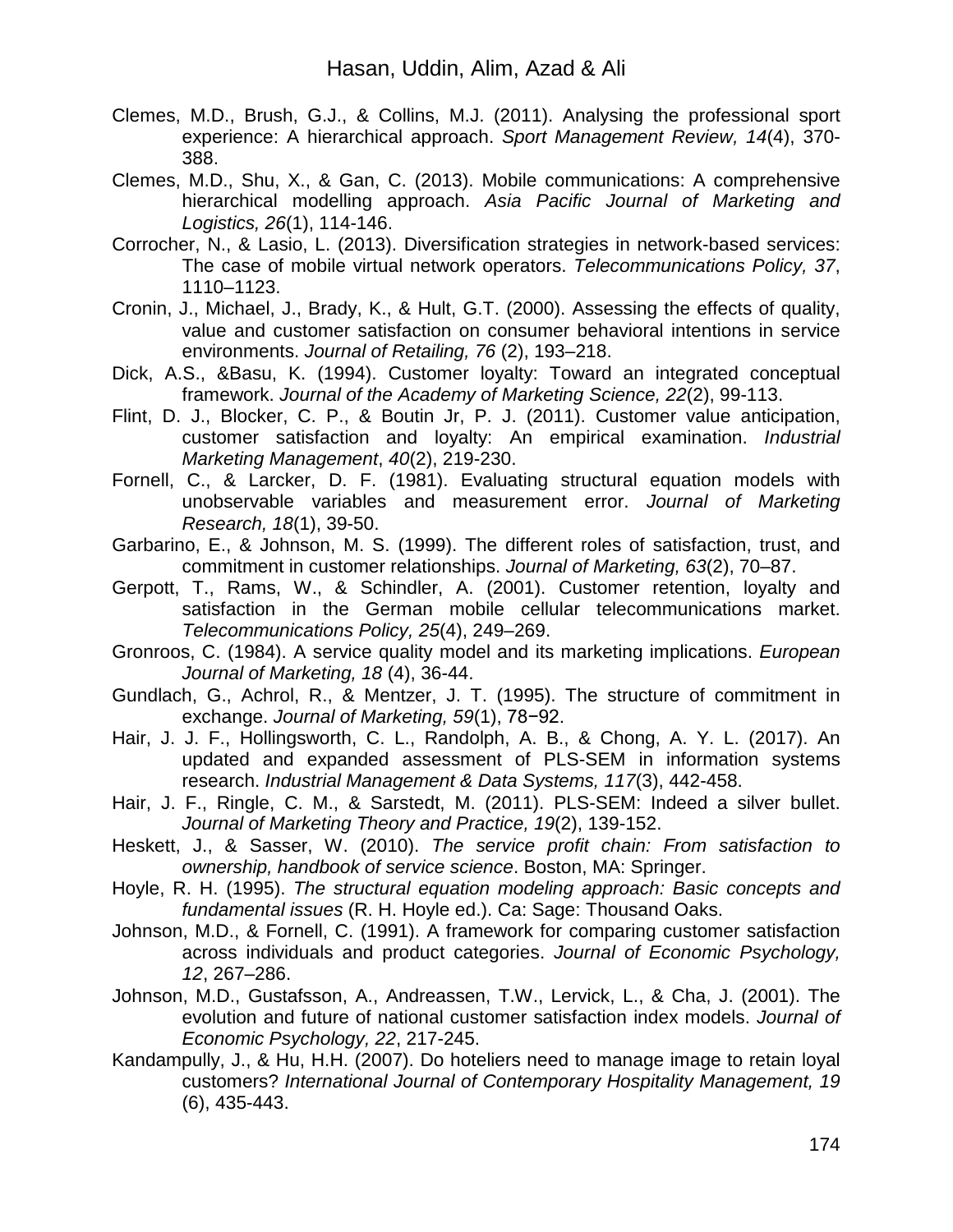Clemes, M.D., Brush, G.J., & Collins, M.J. (2011). Analysing the professional sport experience: A hierarchical approach. *Sport Management Review, 14*(4), 370-388.

Clemes, M.D., Shu, X., & Gan, C. (2013). Mobile communications: A comprehensive hierarchical modelling approach. *Asia Pacific Journal of Marketing and Logistics, 26*(1), 114-146.

Corrocher, N., & Lasio, L. (2013). Diversification strategies in network-based services: The case of mobile virtual network operators. *Telecommunications Policy, 37*, 1110–1123.

Cronin, J., Michael, J., Brady, K., & Hult, G.T. (2000). Assessing the effects of quality, value and customer satisfaction on consumer behavioral intentions in service environments. *Journal of Retailing, 76* (2), 193–218.

Dick, A.S., &Basu, K. (1994). Customer loyalty: Toward an integrated conceptual framework. *Journal of the Academy of Marketing Science, 22*(2), 99-113.

Flint, D. J., Blocker, C. P., & Boutin Jr, P. J. (2011). Customer value anticipation, customer satisfaction and loyalty: An empirical examination. *Industrial Marketing Management*, *40*(2), 219-230.

Fornell, C., & Larcker, D. F. (1981). Evaluating structural equation models with unobservable variables and measurement error. *Journal of Marketing Research, 18*(1), 39-50.

Garbarino, E., & Johnson, M. S. (1999). The different roles of satisfaction, trust, and commitment in customer relationships. *Journal of Marketing, 63*(2), 70–87.

Gerpott, T., Rams, W., & Schindler, A. (2001). Customer retention, loyalty and satisfaction in the German mobile cellular telecommunications market. *Telecommunications Policy, 25*(4), 249–269.

Gronroos, C. (1984). A service quality model and its marketing implications. *European Journal of Marketing, 18* (4), 36-44.

Gundlach, G., Achrol, R., & Mentzer, J. T. (1995). The structure of commitment in exchange. *Journal of Marketing, 59*(1), 78−92.

Hair, J. J. F., Hollingsworth, C. L., Randolph, A. B., & Chong, A. Y. L. (2017). An updated and expanded assessment of PLS-SEM in information systems research. *Industrial Management & Data Systems, 117*(3), 442-458.

Hair, J. F., Ringle, C. M., & Sarstedt, M. (2011). PLS-SEM: Indeed a silver bullet. *Journal of Marketing Theory and Practice, 19*(2), 139-152.

Heskett, J., & Sasser, W. (2010). *The service profit chain: From satisfaction to ownership, handbook of service science*. Boston, MA: Springer.

Hoyle, R. H. (1995). *The structural equation modeling approach: Basic concepts and fundamental issues* (R. H. Hoyle ed.). Ca: Sage: Thousand Oaks.

Johnson, M.D., & Fornell, C. (1991). A framework for comparing customer satisfaction across individuals and product categories. *Journal of Economic Psychology, 12*, 267–286.

Johnson, M.D., Gustafsson, A., Andreassen, T.W., Lervick, L., & Cha, J. (2001). The evolution and future of national customer satisfaction index models. *Journal of Economic Psychology, 22*, 217-245.

Kandampully, J., & Hu, H.H. (2007). Do hoteliers need to manage image to retain loyal customers? *International Journal of Contemporary Hospitality Management, 19* (6), 435-443.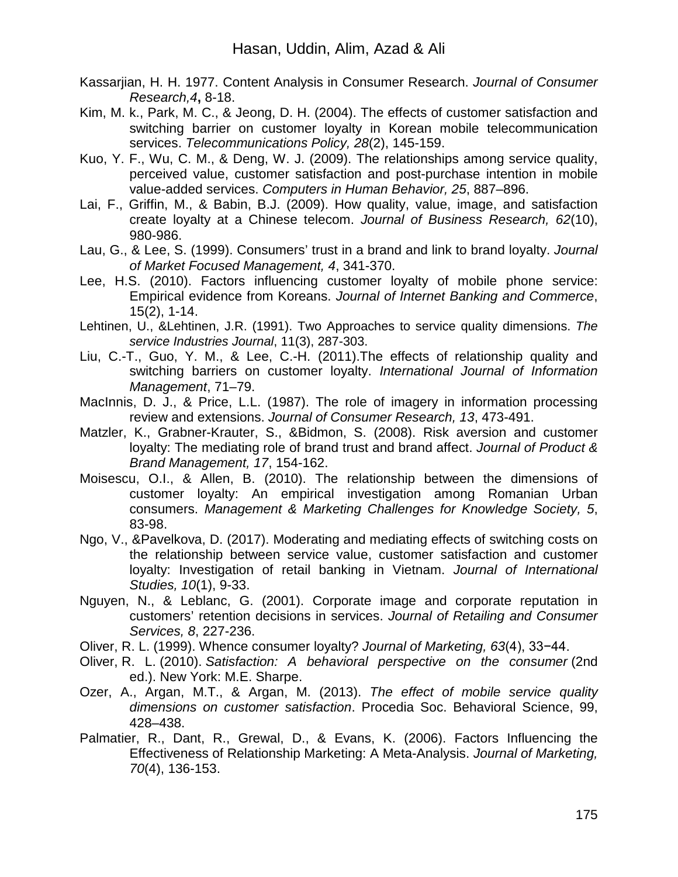Kassarjian, H. H. 1977. Content Analysis in Consumer Research. *Journal of Consumer Research,4***,** 8-18.

Kim, M. k., Park, M. C., & Jeong, D. H. (2004). The effects of customer satisfaction and switching barrier on customer loyalty in Korean mobile telecommunication services. *Telecommunications Policy, 28*(2), 145-159.

Kuo, Y. F., Wu, C. M., & Deng, W. J. (2009). The relationships among service quality, perceived value, customer satisfaction and post-purchase intention in mobile value-added services. *Computers in Human Behavior, 25*, 887–896.

Lai, F., Griffin, M., & Babin, B.J. (2009). How quality, value, image, and satisfaction create loyalty at a Chinese telecom. *Journal of Business Research, 62*(10), 980-986.

Lau, G., & Lee, S. (1999). Consumers' trust in a brand and link to brand loyalty. *Journal of Market Focused Management, 4*, 341-370.

Lee, H.S. (2010). Factors influencing customer loyalty of mobile phone service: Empirical evidence from Koreans. *Journal of Internet Banking and Commerce*, 15(2), 1-14.

Lehtinen, U., &Lehtinen, J.R. (1991). Two Approaches to service quality dimensions. *The service Industries Journal*, 11(3), 287-303.

Liu, C.-T., Guo, Y. M., & Lee, C.-H. (2011).The effects of relationship quality and switching barriers on customer loyalty. *International Journal of Information Management*, 71–79.

MacInnis, D. J., & Price, L.L. (1987). The role of imagery in information processing review and extensions. *Journal of Consumer Research, 13*, 473-491.

Matzler, K., Grabner-Krauter, S., &Bidmon, S. (2008). Risk aversion and customer loyalty: The mediating role of brand trust and brand affect. *Journal of Product & Brand Management, 17*, 154-162.

Moisescu, O.I., & Allen, B. (2010). The relationship between the dimensions of customer loyalty: An empirical investigation among Romanian Urban consumers. *Management & Marketing Challenges for Knowledge Society, 5*, 83-98.

Ngo, V., &Pavelkova, D. (2017). Moderating and mediating effects of switching costs on the relationship between service value, customer satisfaction and customer loyalty: Investigation of retail banking in Vietnam. *Journal of International Studies, 10*(1), 9-33.

Nguyen, N., & Leblanc, G. (2001). Corporate image and corporate reputation in customers' retention decisions in services. *Journal of Retailing and Consumer Services, 8*, 227-236.

Oliver, R. L. (1999). Whence consumer loyalty? *Journal of Marketing, 63*(4), 33−44.

Oliver, R. L. (2010). *Satisfaction: A behavioral perspective on the consumer* (2nd ed.). New York: M.E. Sharpe.

Ozer, A., Argan, M.T., & Argan, M. (2013). *The effect of mobile service quality dimensions on customer satisfaction*. Procedia Soc. Behavioral Science, 99, 428–438.

Palmatier, R., Dant, R., Grewal, D., & Evans, K. (2006). Factors Influencing the Effectiveness of Relationship Marketing: A Meta-Analysis. *Journal of Marketing, 70*(4), 136-153.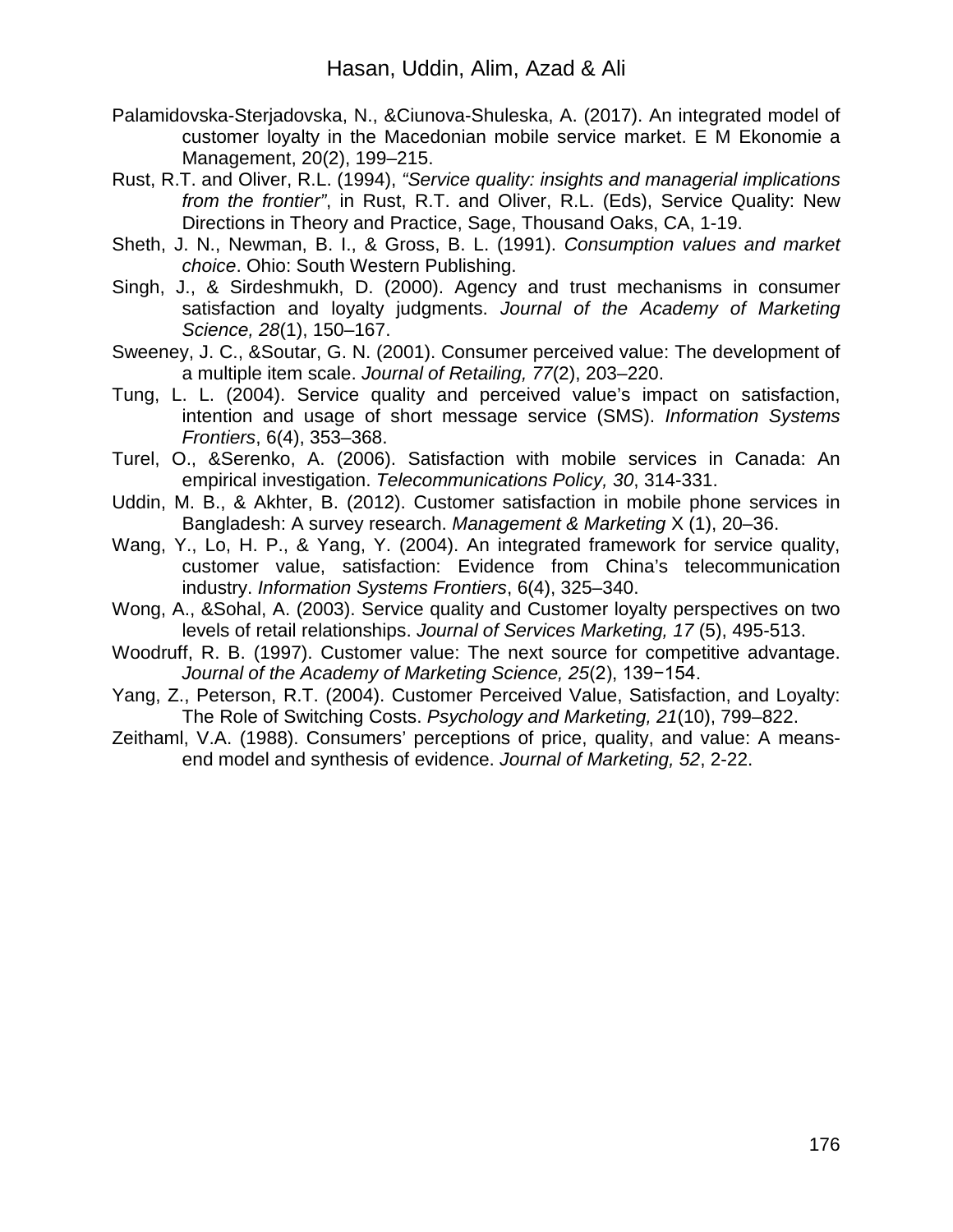Palamidovska-Sterjadovska, N., &Ciunova-Shuleska, A. (2017). An integrated model of customer loyalty in the Macedonian mobile service market. E M Ekonomie a Management, 20(2), 199–215.

Rust, R.T. and Oliver, R.L. (1994), *"Service quality: insights and managerial implications from the frontier"*, in Rust, R.T. and Oliver, R.L. (Eds), Service Quality: New Directions in Theory and Practice, Sage, Thousand Oaks, CA, 1-19.

Sheth, J. N., Newman, B. I., & Gross, B. L. (1991). *Consumption values and market choice*. Ohio: South Western Publishing.

Singh, J., & Sirdeshmukh, D. (2000). Agency and trust mechanisms in consumer satisfaction and loyalty judgments. *Journal of the Academy of Marketing Science, 28*(1), 150–167.

Sweeney, J. C., &Soutar, G. N. (2001). Consumer perceived value: The development of a multiple item scale. *Journal of Retailing, 77*(2), 203–220.

Tung, L. L. (2004). Service quality and perceived value's impact on satisfaction, intention and usage of short message service (SMS). *Information Systems Frontiers*, 6(4), 353–368.

Turel, O., &Serenko, A. (2006). Satisfaction with mobile services in Canada: An empirical investigation. *Telecommunications Policy, 30*, 314-331.

Uddin, M. B., & Akhter, B. (2012). Customer satisfaction in mobile phone services in Bangladesh: A survey research. *Management & Marketing* X (1), 20–36.

Wang, Y., Lo, H. P., & Yang, Y. (2004). An integrated framework for service quality, customer value, satisfaction: Evidence from China's telecommunication industry. *Information Systems Frontiers*, 6(4), 325–340.

Wong, A., &Sohal, A. (2003). Service quality and Customer loyalty perspectives on two levels of retail relationships. *Journal of Services Marketing, 17* (5), 495-513.

Woodruff, R. B. (1997). Customer value: The next source for competitive advantage. *Journal of the Academy of Marketing Science, 25*(2), 139−154.

Yang, Z., Peterson, R.T. (2004). Customer Perceived Value, Satisfaction, and Loyalty: The Role of Switching Costs. *Psychology and Marketing, 21*(10), 799–822.

Zeithaml, V.A. (1988). Consumers' perceptions of price, quality, and value: A means-end model and synthesis of evidence. *Journal of Marketing, 52*, 2-22.